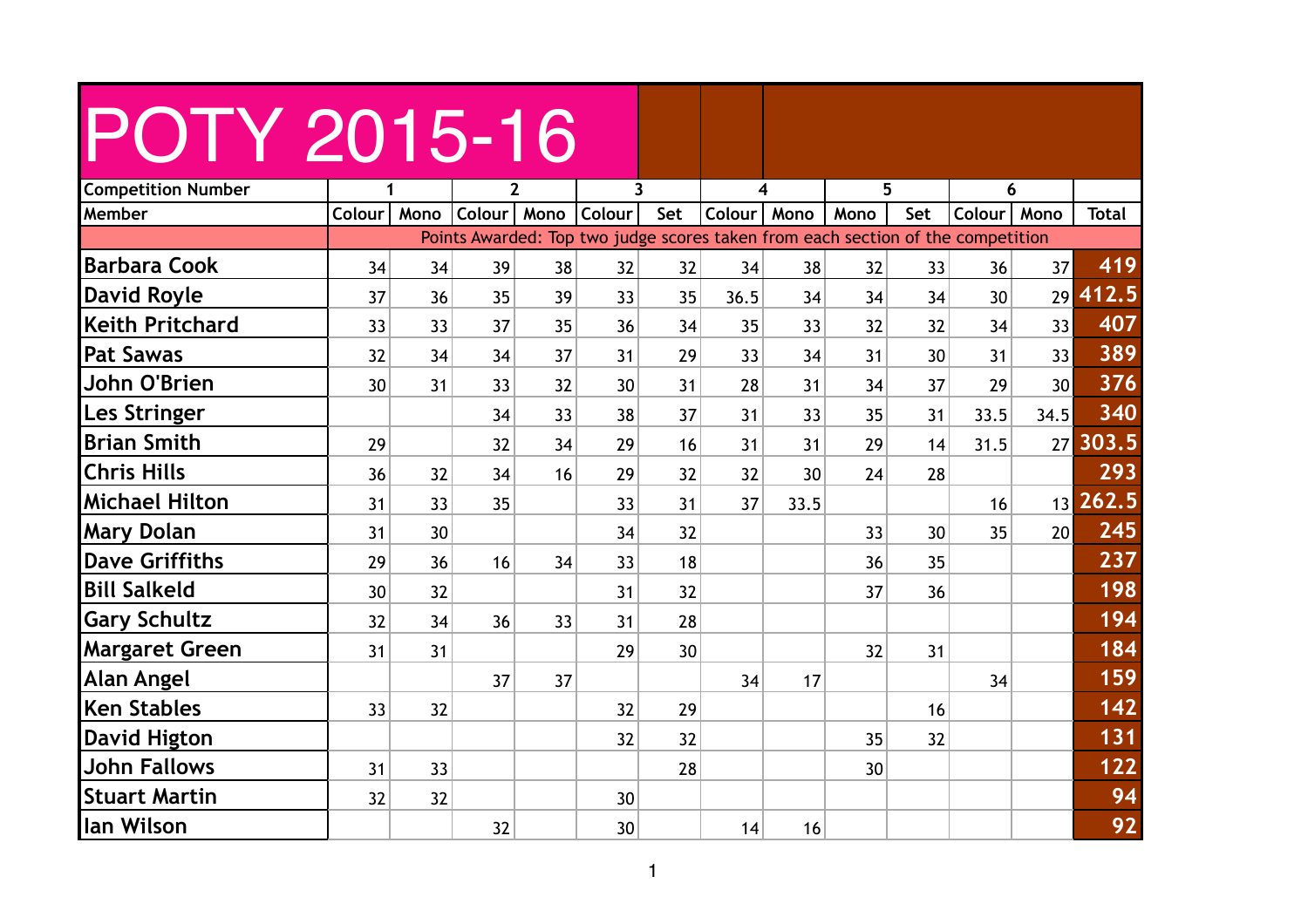# POTY 2015-16

| Competition Number | 1 | | 2 | | 3 | | 4 | | 5 | | 6 | | |
|---|---|---|---|---|---|---|---|---|---|---|---|---|---|
| **Member** | **Colour** | **Mono** | **Colour** | **Mono** | **Colour** | **Set** | **Colour** | **Mono** | **Mono** | **Set** | **Colour** | **Mono** | **Total** |
| | Points Awarded: Top two judge scores taken from each section of the competition | | | | | | | | | | | | |
| **Barbara Cook** | 34 | 34 | 39 | 38 | 32 | 32 | 34 | 38 | 32 | 33 | 36 | 37 | **419** |
| **David Royle** | 37 | 36 | 35 | 39 | 33 | 35 | 36.5 | 34 | 34 | 34 | 30 | 29 | **412.5** |
| **Keith Pritchard** | 33 | 33 | 37 | 35 | 36 | 34 | 35 | 33 | 32 | 32 | 34 | 33 | **407** |
| **Pat Sawas** | 32 | 34 | 34 | 37 | 31 | 29 | 33 | 34 | 31 | 30 | 31 | 33 | **389** |
| **John O'Brien** | 30 | 31 | 33 | 32 | 30 | 31 | 28 | 31 | 34 | 37 | 29 | 30 | **376** |
| **Les Stringer** | | | 34 | 33 | 38 | 37 | 31 | 33 | 35 | 31 | 33.5 | 34.5 | **340** |
| **Brian Smith** | 29 | | 32 | 34 | 29 | 16 | 31 | 31 | 29 | 14 | 31.5 | 27 | **303.5** |
| **Chris Hills** | 36 | 32 | 34 | 16 | 29 | 32 | 32 | 30 | 24 | 28 | | | **293** |
| **Michael Hilton** | 31 | 33 | 35 | | 33 | 31 | 37 | 33.5 | | | 16 | 13 | **262.5** |
| **Mary Dolan** | 31 | 30 | | | 34 | 32 | | | 33 | 30 | 35 | 20 | **245** |
| **Dave Griffiths** | 29 | 36 | 16 | 34 | 33 | 18 | | | 36 | 35 | | | **237** |
| **Bill Salkeld** | 30 | 32 | | | 31 | 32 | | | 37 | 36 | | | **198** |
| **Gary Schultz** | 32 | 34 | 36 | 33 | 31 | 28 | | | | | | | **194** |
| **Margaret Green** | 31 | 31 | | | 29 | 30 | | | 32 | 31 | | | **184** |
| **Alan Angel** | | | 37 | 37 | | | 34 | 17 | | | 34 | | **159** |
| **Ken Stables** | 33 | 32 | | | 32 | 29 | | | | 16 | | | **142** |
| **David Higton** | | | | | 32 | 32 | | | 35 | 32 | | | **131** |
| **John Fallows** | 31 | 33 | | | | 28 | | | 30 | | | | **122** |
| **Stuart Martin** | 32 | 32 | | | 30 | | | | | | | | **94** |
| **Ian Wilson** | | | 32 | | 30 | | 14 | 16 | | | | | **92** |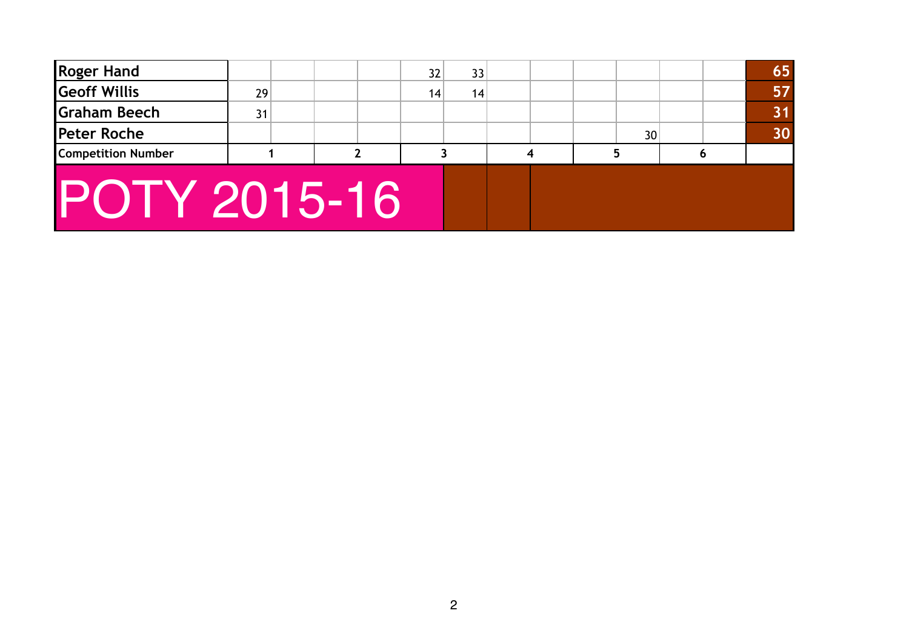| | | | | | | | | | | | | | |
|---|---|---|---|---|---|---|---|---|---|---|---|---|---|
| **Roger Hand** | | | | | 32 | 33 | | | | | | | **65** |
| **Geoff Willis** | 29 | | | | 14 | 14 | | | | | | | **57** |
| **Graham Beech** | 31 | | | | | | | | | | | | **31** |
| **Peter Roche** | | | | | | | | | | 30 | | | **30** |
| **Competition Number** | **1** | | **2** | | **3** | | **4** | | **5** | | **6** | | |

# POTY 2015-16